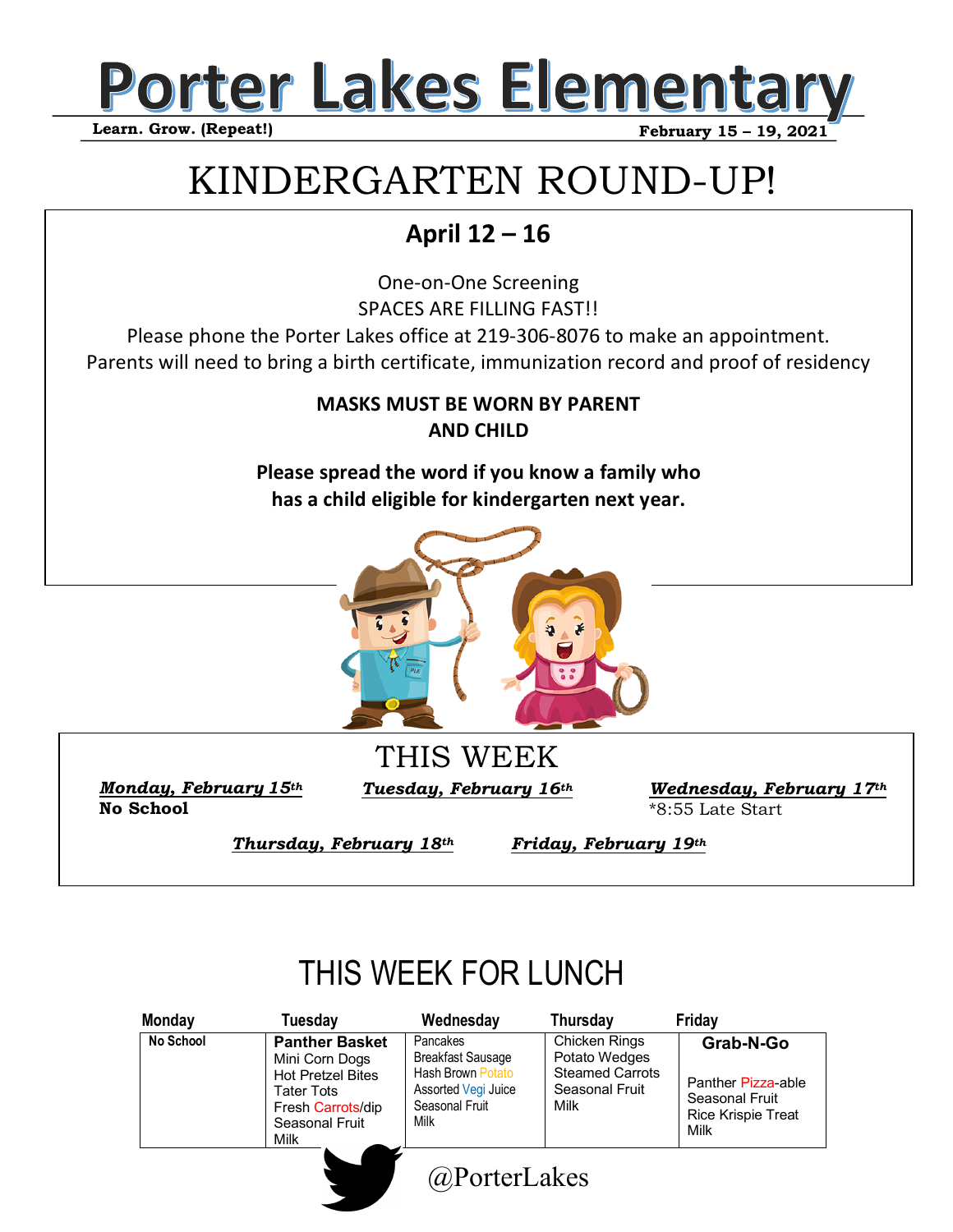# Porter Lakes Elementary

**Learn. Grow. (Repeat!)** **February 15 – 19, 2021**

## KINDERGARTEN ROUND-UP!

### April 12 – 16

One-on-One Screening
SPACES ARE FILLING FAST!!
Please phone the Porter Lakes office at 219-306-8076 to make an appointment.
Parents will need to bring a birth certificate, immunization record and proof of residency

**MASKS MUST BE WORN BY PARENT AND CHILD**

**Please spread the word if you know a family who has a child eligible for kindergarten next year.**

## THIS WEEK

***Monday, February 15th***
**No School**

***Tuesday, February 16th***

***Wednesday, February 17th***
*8:55 Late Start

***Thursday, February 18th***

***Friday, February 19th***

## THIS WEEK FOR LUNCH

| Monday | Tuesday | Wednesday | Thursday | Friday |
|---|---|---|---|---|
| No School | **Panther Basket**<br>Mini Corn Dogs<br>Hot Pretzel Bites<br>Tater Tots<br>Fresh Carrots/dip<br>Seasonal Fruit<br>Milk | Pancakes<br>Breakfast Sausage<br>Hash Brown Potato<br>Assorted Vegi Juice<br>Seasonal Fruit<br>Milk | Chicken Rings<br>Potato Wedges<br>Steamed Carrots<br>Seasonal Fruit<br>Milk | **Grab-N-Go**<br>Panther Pizza-able<br>Seasonal Fruit<br>Rice Krispie Treat<br>Milk |

@PorterLakes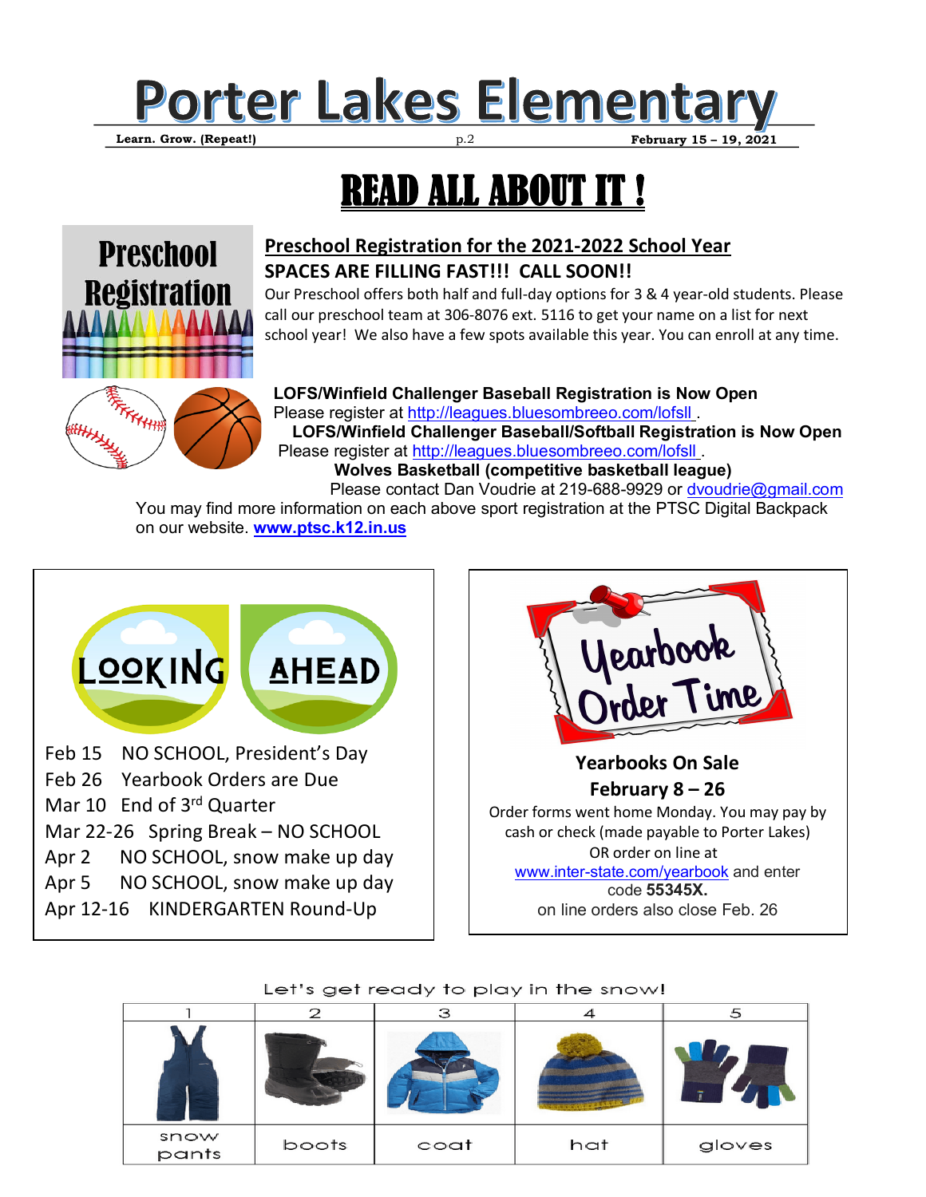# Porter Lakes Elementary

**Learn. Grow. (Repeat!)** p.2 **February 15 – 19, 2021**

# READ ALL ABOUT IT !

Preschool Registration

## Preschool Registration for the 2021-2022 School Year

**SPACES ARE FILLING FAST!!! CALL SOON!!**

Our Preschool offers both half and full-day options for 3 & 4 year-old students. Please call our preschool team at 306-8076 ext. 5116 to get your name on a list for next school year! We also have a few spots available this year. You can enroll at any time.

**LOFS/Winfield Challenger Baseball Registration is Now Open**
Please register at http://leagues.bluesombreo.com/lofsll .

**LOFS/Winfield Challenger Baseball/Softball Registration is Now Open**
Please register at http://leagues.bluesombreo.com/lofsll .

**Wolves Basketball (competitive basketball league)**
Please contact Dan Voudrie at 219-688-9929 or dvoudrie@gmail.com

You may find more information on each above sport registration at the PTSC Digital Backpack on our website. **www.ptsc.k12.in.us**

## LOOKING AHEAD

- Feb 15 NO SCHOOL, President's Day
- Feb 26 Yearbook Orders are Due
- Mar 10 End of 3rd Quarter
- Mar 22-26 Spring Break – NO SCHOOL
- Apr 2 NO SCHOOL, snow make up day
- Apr 5 NO SCHOOL, snow make up day
- Apr 12-16 KINDERGARTEN Round-Up

## Yearbook Order Time

**Yearbooks On Sale**
**February 8 – 26**

Order forms went home Monday. You may pay by cash or check (made payable to Porter Lakes) OR order on line at www.inter-state.com/yearbook and enter code **55345X.**
on line orders also close Feb. 26

Let's get ready to play in the snow!

| 1 | 2 | 3 | 4 | 5 |
|---|---|---|---|---|
| snow pants | boots | coat | hat | gloves |